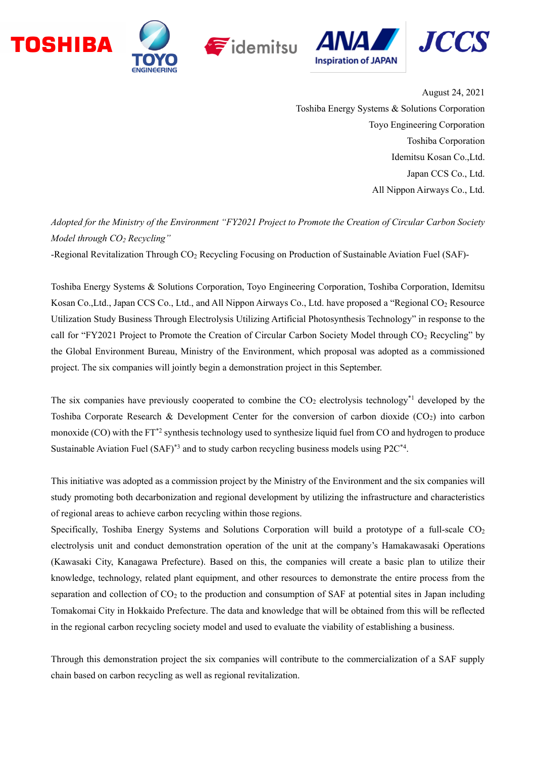August 24, 2021

Toshiba Energy Systems & Solutions Corporation

Toyo Engineering Corporation

Toshiba Corporation

Idemitsu Kosan Co.,Ltd.

Japan CCS Co., Ltd.

All Nippon Airways Co., Ltd.

*Adopted for the Ministry of the Environment "FY2021 Project to Promote the Creation of Circular Carbon Society Model through $CO_2$ Recycling"*

-Regional Revitalization Through $CO_2$ Recycling Focusing on Production of Sustainable Aviation Fuel (SAF)-

Toshiba Energy Systems & Solutions Corporation, Toyo Engineering Corporation, Toshiba Corporation, Idemitsu Kosan Co.,Ltd., Japan CCS Co., Ltd., and All Nippon Airways Co., Ltd. have proposed a "Regional $CO_2$ Resource Utilization Study Business Through Electrolysis Utilizing Artificial Photosynthesis Technology" in response to the call for "FY2021 Project to Promote the Creation of Circular Carbon Society Model through $CO_2$ Recycling" by the Global Environment Bureau, Ministry of the Environment, which proposal was adopted as a commissioned project. The six companies will jointly begin a demonstration project in this September.

The six companies have previously cooperated to combine the $CO_2$ electrolysis technology[*1] developed by the Toshiba Corporate Research & Development Center for the conversion of carbon dioxide ($CO_2$) into carbon monoxide (CO) with the FT[*2] synthesis technology used to synthesize liquid fuel from CO and hydrogen to produce Sustainable Aviation Fuel (SAF)[*3] and to study carbon recycling business models using P2C[*4].

This initiative was adopted as a commission project by the Ministry of the Environment and the six companies will study promoting both decarbonization and regional development by utilizing the infrastructure and characteristics of regional areas to achieve carbon recycling within those regions.

Specifically, Toshiba Energy Systems and Solutions Corporation will build a prototype of a full-scale $CO_2$ electrolysis unit and conduct demonstration operation of the unit at the company's Hamakawasaki Operations (Kawasaki City, Kanagawa Prefecture). Based on this, the companies will create a basic plan to utilize their knowledge, technology, related plant equipment, and other resources to demonstrate the entire process from the separation and collection of $CO_2$ to the production and consumption of SAF at potential sites in Japan including Tomakomai City in Hokkaido Prefecture. The data and knowledge that will be obtained from this will be reflected in the regional carbon recycling society model and used to evaluate the viability of establishing a business.

Through this demonstration project the six companies will contribute to the commercialization of a SAF supply chain based on carbon recycling as well as regional revitalization.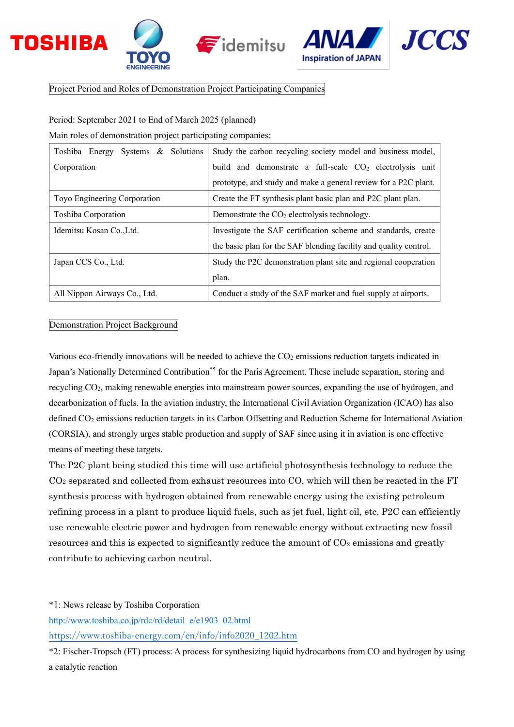Project Period and Roles of Demonstration Project Participating Companies

Period: September 2021 to End of March 2025 (planned)

Main roles of demonstration project participating companies:

| | |
|---|---|
| Toshiba Energy Systems & Solutions Corporation | Study the carbon recycling society model and business model, build and demonstrate a full-scale $CO_2$ electrolysis unit prototype, and study and make a general review for a P2C plant. |
| Toyo Engineering Corporation | Create the FT synthesis plant basic plan and P2C plant plan. |
| Toshiba Corporation | Demonstrate the $CO_2$ electrolysis technology. |
| Idemitsu Kosan Co.,Ltd. | Investigate the SAF certification scheme and standards, create the basic plan for the SAF blending facility and quality control. |
| Japan CCS Co., Ltd. | Study the P2C demonstration plant site and regional cooperation plan. |
| All Nippon Airways Co., Ltd. | Conduct a study of the SAF market and fuel supply at airports. |

Demonstration Project Background

Various eco-friendly innovations will be needed to achieve the $CO_2$ emissions reduction targets indicated in Japan's Nationally Determined Contribution[*5] for the Paris Agreement. These include separation, storing and recycling $CO_2$, making renewable energies into mainstream power sources, expanding the use of hydrogen, and decarbonization of fuels. In the aviation industry, the International Civil Aviation Organization (ICAO) has also defined $CO_2$ emissions reduction targets in its Carbon Offsetting and Reduction Scheme for International Aviation (CORSIA), and strongly urges stable production and supply of SAF since using it in aviation is one effective means of meeting these targets.

The P2C plant being studied this time will use artificial photosynthesis technology to reduce the $CO_2$ separated and collected from exhaust resources into CO, which will then be reacted in the FT synthesis process with hydrogen obtained from renewable energy using the existing petroleum refining process in a plant to produce liquid fuels, such as jet fuel, light oil, etc. P2C can efficiently use renewable electric power and hydrogen from renewable energy without extracting new fossil resources and this is expected to significantly reduce the amount of $CO_2$ emissions and greatly contribute to achieving carbon neutral.

*1: News release by Toshiba Corporation

http://www.toshiba.co.jp/rdc/rd/detail_e/e1903_02.html

https://www.toshiba-energy.com/en/info/info2020_1202.htm

*2: Fischer-Tropsch (FT) process: A process for synthesizing liquid hydrocarbons from CO and hydrogen by using a catalytic reaction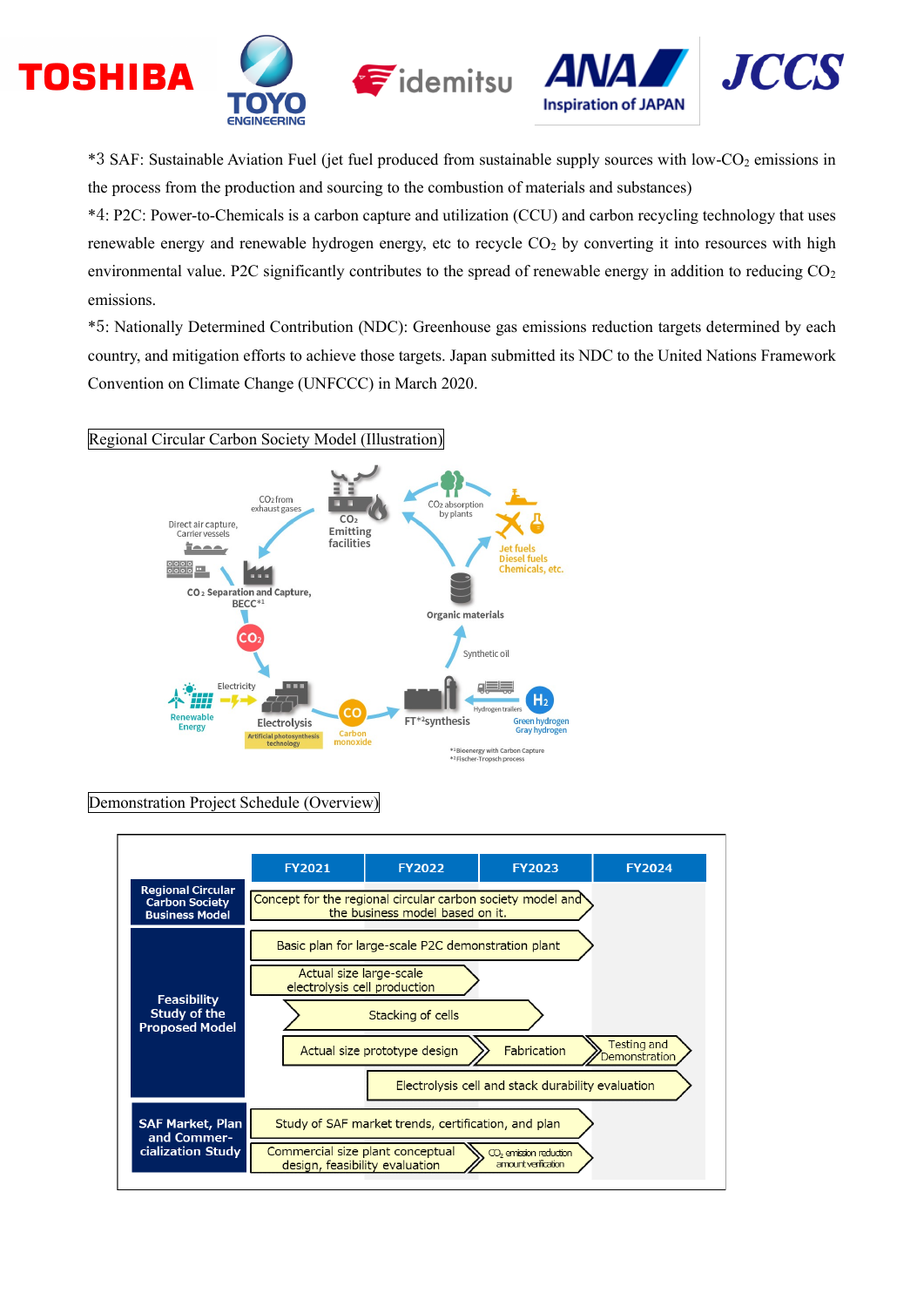TOSHIBA TOYO ENGINEERING idemitsu ANA Inspiration of JAPAN JCCS

*3 SAF: Sustainable Aviation Fuel (jet fuel produced from sustainable supply sources with low-$CO_2$ emissions in the process from the production and sourcing to the combustion of materials and substances)

*4: P2C: Power-to-Chemicals is a carbon capture and utilization (CCU) and carbon recycling technology that uses renewable energy and renewable hydrogen energy, etc to recycle $CO_2$ by converting it into resources with high environmental value. P2C significantly contributes to the spread of renewable energy in addition to reducing $CO_2$ emissions.

*5: Nationally Determined Contribution (NDC): Greenhouse gas emissions reduction targets determined by each country, and mitigation efforts to achieve those targets. Japan submitted its NDC to the United Nations Framework Convention on Climate Change (UNFCCC) in March 2020.

Regional Circular Carbon Society Model (Illustration)

$CO_2$ from exhaust gases
$CO_2$ Emitting facilities
$CO_2$ absorption by plants
Direct air capture, Carrier vessels
Jet fuels
Diesel fuels
Chemicals, etc.
$CO_2$ Separation and Capture, BECC*1
Organic materials
$CO_2$
Synthetic oil
Electricity
Renewable Energy
Electrolysis
Artificial photosynthesis technology
CO
Carbon monoxide
FT*2synthesis
Hydrogen trailers
$H_2$
Green hydrogen
Gray hydrogen
*1Bioenergy with Carbon Capture
*2Fischer-Tropsch process

Demonstration Project Schedule (Overview)

| | FY2021 | FY2022 | FY2023 | FY2024 |
|---|---|---|---|---|
| Regional Circular Carbon Society Business Model | Concept for the regional circular carbon society model and the business model based on it. | | | |
| Feasibility Study of the Proposed Model | Basic plan for large-scale P2C demonstration plant | | | |
| | Actual size large-scale electrolysis cell production | | | |
| | Stacking of cells | | | |
| | Actual size prototype design | | Fabrication | Testing and Demonstration |
| | Electrolysis cell and stack durability evaluation | | | |
| SAF Market, Plan and Commercialization Study | Study of SAF market trends, certification, and plan | | | |
| | Commercial size plant conceptual design, feasibility evaluation | | $CO_2$ emission reduction amount verification | |